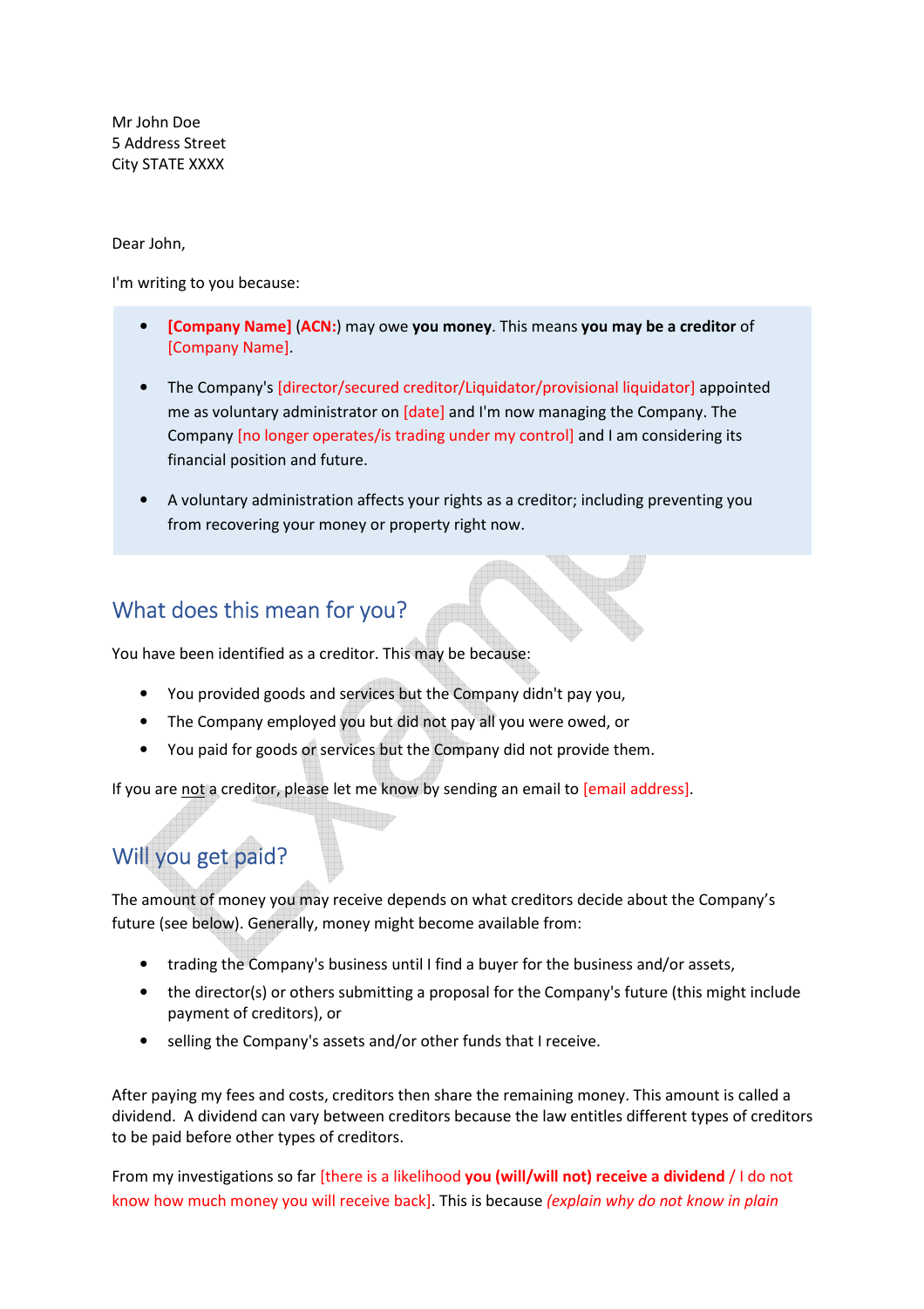Mr John Doe
5 Address Street
City STATE XXXX

Dear John,

I'm writing to you because:

- **[Company Name]** (**ACN:**) may owe **you money**. This means **you may be a creditor** of [Company Name].
- The Company's [director/secured creditor/Liquidator/provisional liquidator] appointed me as voluntary administrator on [date] and I'm now managing the Company. The Company [no longer operates/is trading under my control] and I am considering its financial position and future.
- A voluntary administration affects your rights as a creditor; including preventing you from recovering your money or property right now.

## What does this mean for you?

You have been identified as a creditor. This may be because:

- You provided goods and services but the Company didn't pay you,
- The Company employed you but did not pay all you were owed, or
- You paid for goods or services but the Company did not provide them.

If you are not a creditor, please let me know by sending an email to [email address].

## Will you get paid?

The amount of money you may receive depends on what creditors decide about the Company's future (see below). Generally, money might become available from:

- trading the Company's business until I find a buyer for the business and/or assets,
- the director(s) or others submitting a proposal for the Company's future (this might include payment of creditors), or
- selling the Company's assets and/or other funds that I receive.

After paying my fees and costs, creditors then share the remaining money. This amount is called a dividend. A dividend can vary between creditors because the law entitles different types of creditors to be paid before other types of creditors.

From my investigations so far [there is a likelihood **you (will/will not) receive a dividend** / I do not know how much money you will receive back]. This is because *(explain why do not know in plain*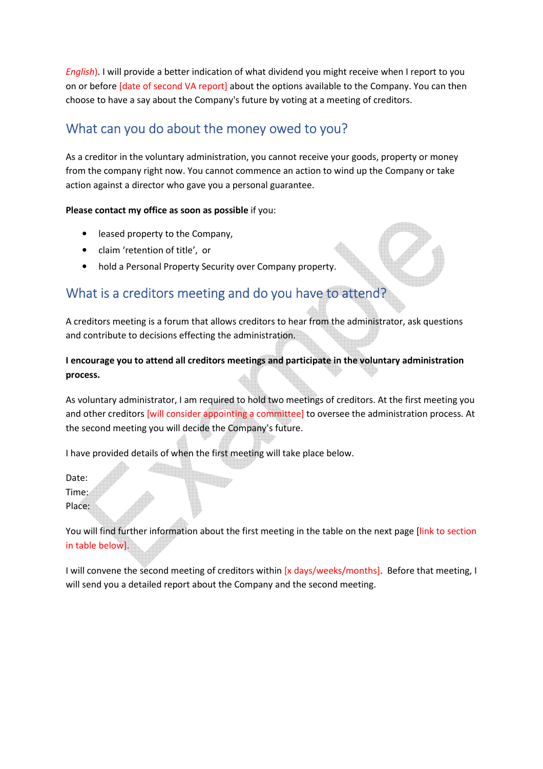*English*). I will provide a better indication of what dividend you might receive when I report to you on or before [date of second VA report] about the options available to the Company. You can then choose to have a say about the Company's future by voting at a meeting of creditors.

## What can you do about the money owed to you?

As a creditor in the voluntary administration, you cannot receive your goods, property or money from the company right now. You cannot commence an action to wind up the Company or take action against a director who gave you a personal guarantee.

**Please contact my office as soon as possible** if you:

- leased property to the Company,
- claim 'retention of title', or
- hold a Personal Property Security over Company property.

## What is a creditors meeting and do you have to attend?

A creditors meeting is a forum that allows creditors to hear from the administrator, ask questions and contribute to decisions effecting the administration.

**I encourage you to attend all creditors meetings and participate in the voluntary administration process.**

As voluntary administrator, I am required to hold two meetings of creditors. At the first meeting you and other creditors [will consider appointing a committee] to oversee the administration process. At the second meeting you will decide the Company's future.

I have provided details of when the first meeting will take place below.

Date:
Time:
Place:

You will find further information about the first meeting in the table on the next page [link to section in table below].

I will convene the second meeting of creditors within [x days/weeks/months]. Before that meeting, I will send you a detailed report about the Company and the second meeting.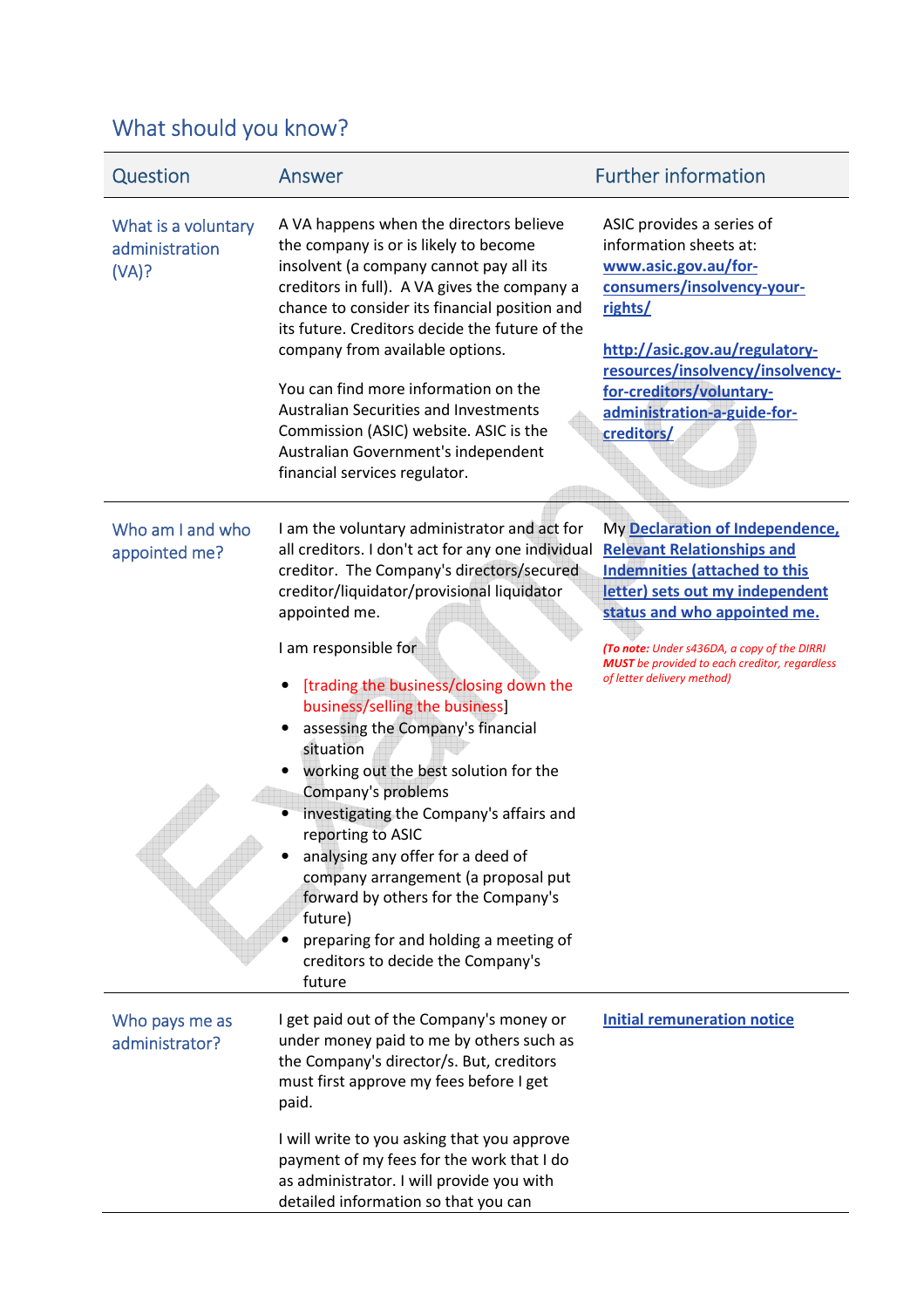## What should you know?

| Question | Answer | Further information |
|---|---|---|
| What is a voluntary administration (VA)? | A VA happens when the directors believe the company is or is likely to become insolvent (a company cannot pay all its creditors in full). A VA gives the company a chance to consider its financial position and its future. Creditors decide the future of the company from available options.<br><br>You can find more information on the Australian Securities and Investments Commission (ASIC) website. ASIC is the Australian Government's independent financial services regulator. | ASIC provides a series of information sheets at: **www.asic.gov.au/for-consumers/insolvency-your-rights/**<br><br>**http://asic.gov.au/regulatory-resources/insolvency/insolvency-for-creditors/voluntary-administration-a-guide-for-creditors/** |
| Who am I and who appointed me? | I am the voluntary administrator and act for all creditors. I don't act for any one individual creditor. The Company's directors/secured creditor/liquidator/provisional liquidator appointed me.<br><br>I am responsible for<br>• [trading the business/closing down the business/selling the business]<br>• assessing the Company's financial situation<br>• working out the best solution for the Company's problems<br>• investigating the Company's affairs and reporting to ASIC<br>• analysing any offer for a deed of company arrangement (a proposal put forward by others for the Company's future)<br>• preparing for and holding a meeting of creditors to decide the Company's future | My **Declaration of Independence, Relevant Relationships and Indemnities (attached to this letter) sets out my independent status and who appointed me.**<br><br>*(**To note:** Under s436DA, a copy of the DIRRI **MUST** be provided to each creditor, regardless of letter delivery method)* |
| Who pays me as administrator? | I get paid out of the Company's money or under money paid to me by others such as the Company's director/s. But, creditors must first approve my fees before I get paid.<br><br>I will write to you asking that you approve payment of my fees for the work that I do as administrator. I will provide you with detailed information so that you can | **Initial remuneration notice** |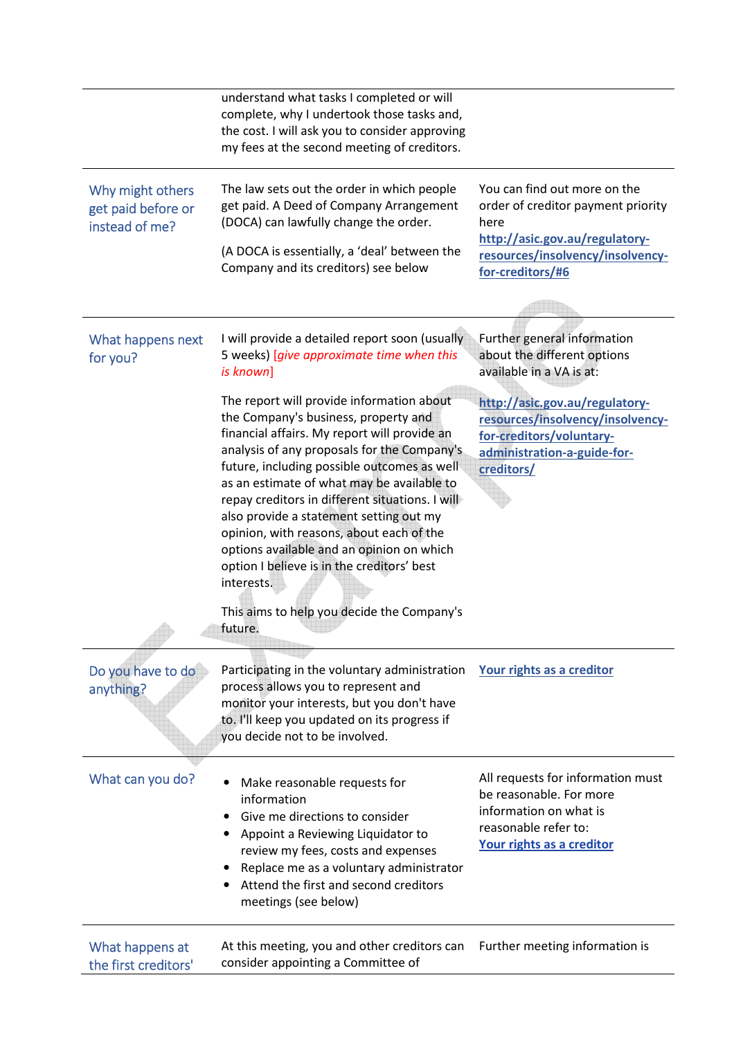| | | |
|---|---|---|
| | understand what tasks I completed or will complete, why I undertook those tasks and, the cost. I will ask you to consider approving my fees at the second meeting of creditors. | |
| Why might others get paid before or instead of me? | The law sets out the order in which people get paid. A Deed of Company Arrangement (DOCA) can lawfully change the order.<br><br>(A DOCA is essentially, a 'deal' between the Company and its creditors) see below | You can find out more on the order of creditor payment priority here **http://asic.gov.au/regulatory-resources/insolvency/insolvency-for-creditors/#6** |
| What happens next for you? | I will provide a detailed report soon (usually 5 weeks) [*give approximate time when this is known*]<br><br>The report will provide information about the Company's business, property and financial affairs. My report will provide an analysis of any proposals for the Company's future, including possible outcomes as well as an estimate of what may be available to repay creditors in different situations. I will also provide a statement setting out my opinion, with reasons, about each of the options available and an opinion on which option I believe is in the creditors' best interests.<br><br>This aims to help you decide the Company's future. | Further general information about the different options available in a VA is at:<br><br>**http://asic.gov.au/regulatory-resources/insolvency/insolvency-for-creditors/voluntary-administration-a-guide-for-creditors/** |
| Do you have to do anything? | Participating in the voluntary administration process allows you to represent and monitor your interests, but you don't have to. I'll keep you updated on its progress if you decide not to be involved. | **Your rights as a creditor** |
| What can you do? | • Make reasonable requests for information<br>• Give me directions to consider<br>• Appoint a Reviewing Liquidator to review my fees, costs and expenses<br>• Replace me as a voluntary administrator<br>• Attend the first and second creditors meetings (see below) | All requests for information must be reasonable. For more information on what is reasonable refer to: **Your rights as a creditor** |
| What happens at the first creditors' | At this meeting, you and other creditors can consider appointing a Committee of | Further meeting information is |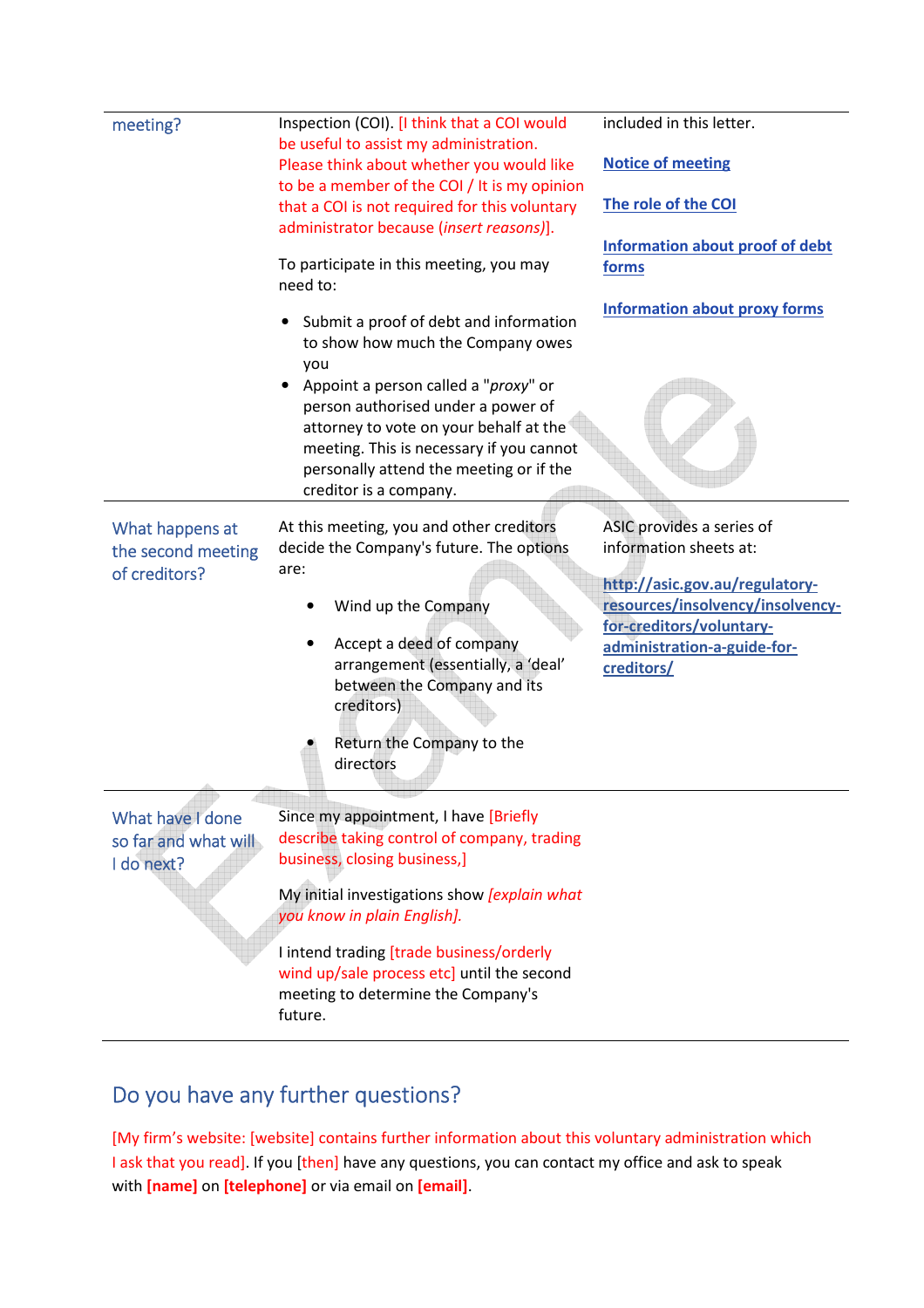| | | |
|---|---|---|
| meeting? | Inspection (COI). [I think that a COI would be useful to assist my administration. Please think about whether you would like to be a member of the COI / It is my opinion that a COI is not required for this voluntary administrator because (*insert reasons*)].<br><br>To participate in this meeting, you may need to:<br><br>• Submit a proof of debt and information to show how much the Company owes you<br>• Appoint a person called a "*proxy*" or person authorised under a power of attorney to vote on your behalf at the meeting. This is necessary if you cannot personally attend the meeting or if the creditor is a company. | included in this letter.<br><br>**Notice of meeting**<br><br>**The role of the COI**<br><br>**Information about proof of debt forms**<br><br>**Information about proxy forms** |
| What happens at the second meeting of creditors? | At this meeting, you and other creditors decide the Company's future. The options are:<br><br>• Wind up the Company<br><br>• Accept a deed of company arrangement (essentially, a 'deal' between the Company and its creditors)<br><br>• Return the Company to the directors | ASIC provides a series of information sheets at:<br><br>**http://asic.gov.au/regulatory-resources/insolvency/insolvency-for-creditors/voluntary-administration-a-guide-for-creditors/** |
| What have I done so far and what will I do next? | Since my appointment, I have [Briefly describe taking control of company, trading business, closing business,]<br><br>My initial investigations show *[explain what you know in plain English].*<br><br>I intend trading [trade business/orderly wind up/sale process etc] until the second meeting to determine the Company's future. | |

## Do you have any further questions?

[My firm's website: [website] contains further information about this voluntary administration which I ask that you read]. If you [then] have any questions, you can contact my office and ask to speak with **[name]** on **[telephone]** or via email on **[email]**.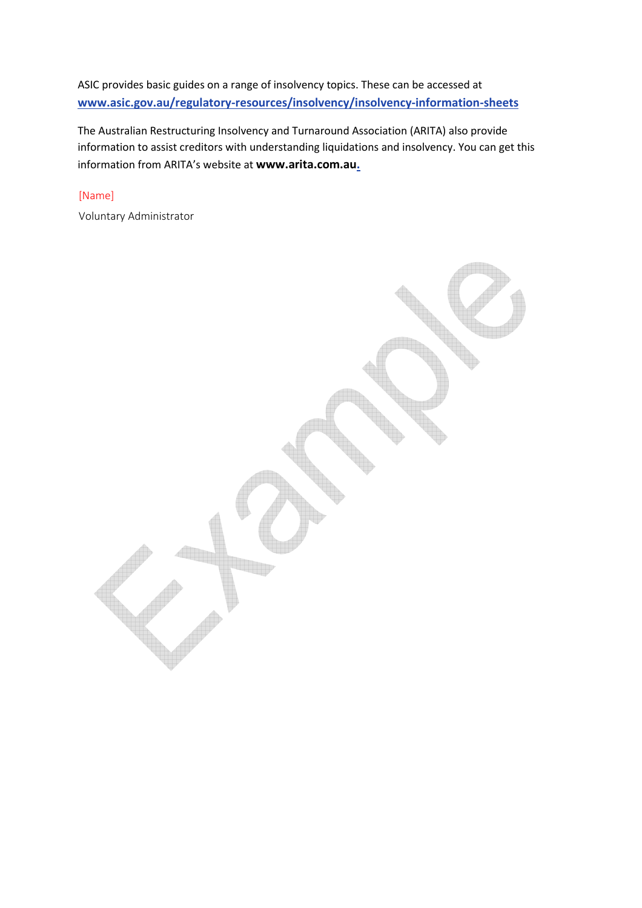ASIC provides basic guides on a range of insolvency topics. These can be accessed at **www.asic.gov.au/regulatory-resources/insolvency/insolvency-information-sheets**

The Australian Restructuring Insolvency and Turnaround Association (ARITA) also provide information to assist creditors with understanding liquidations and insolvency. You can get this information from ARITA's website at **www.arita.com.au.**

[Name]

Voluntary Administrator